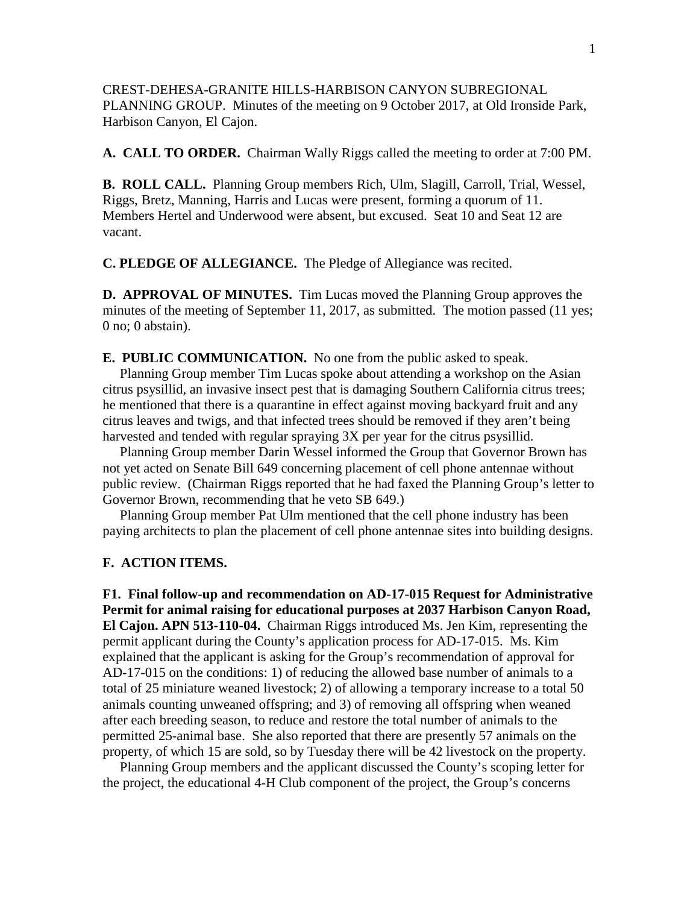CREST-DEHESA-GRANITE HILLS-HARBISON CANYON SUBREGIONAL PLANNING GROUP. Minutes of the meeting on 9 October 2017, at Old Ironside Park, Harbison Canyon, El Cajon.

**A. CALL TO ORDER.** Chairman Wally Riggs called the meeting to order at 7:00 PM.

**B. ROLL CALL.** Planning Group members Rich, Ulm, Slagill, Carroll, Trial, Wessel, Riggs, Bretz, Manning, Harris and Lucas were present, forming a quorum of 11. Members Hertel and Underwood were absent, but excused. Seat 10 and Seat 12 are vacant.

**C. PLEDGE OF ALLEGIANCE.** The Pledge of Allegiance was recited.

**D. APPROVAL OF MINUTES.** Tim Lucas moved the Planning Group approves the minutes of the meeting of September 11, 2017, as submitted. The motion passed (11 yes; 0 no; 0 abstain).

**E. PUBLIC COMMUNICATION.** No one from the public asked to speak.

Planning Group member Tim Lucas spoke about attending a workshop on the Asian citrus psysillid, an invasive insect pest that is damaging Southern California citrus trees; he mentioned that there is a quarantine in effect against moving backyard fruit and any citrus leaves and twigs, and that infected trees should be removed if they aren't being harvested and tended with regular spraying 3X per year for the citrus psysillid.

Planning Group member Darin Wessel informed the Group that Governor Brown has not yet acted on Senate Bill 649 concerning placement of cell phone antennae without public review. (Chairman Riggs reported that he had faxed the Planning Group's letter to Governor Brown, recommending that he veto SB 649.)

Planning Group member Pat Ulm mentioned that the cell phone industry has been paying architects to plan the placement of cell phone antennae sites into building designs.

**F. ACTION ITEMS.**

**F1. Final follow-up and recommendation on AD-17-015 Request for Administrative Permit for animal raising for educational purposes at 2037 Harbison Canyon Road, El Cajon. APN 513-110-04.** Chairman Riggs introduced Ms. Jen Kim, representing the permit applicant during the County's application process for AD-17-015. Ms. Kim explained that the applicant is asking for the Group's recommendation of approval for AD-17-015 on the conditions: 1) of reducing the allowed base number of animals to a total of 25 miniature weaned livestock; 2) of allowing a temporary increase to a total 50 animals counting unweaned offspring; and 3) of removing all offspring when weaned after each breeding season, to reduce and restore the total number of animals to the permitted 25-animal base. She also reported that there are presently 57 animals on the property, of which 15 are sold, so by Tuesday there will be 42 livestock on the property.

Planning Group members and the applicant discussed the County's scoping letter for the project, the educational 4-H Club component of the project, the Group's concerns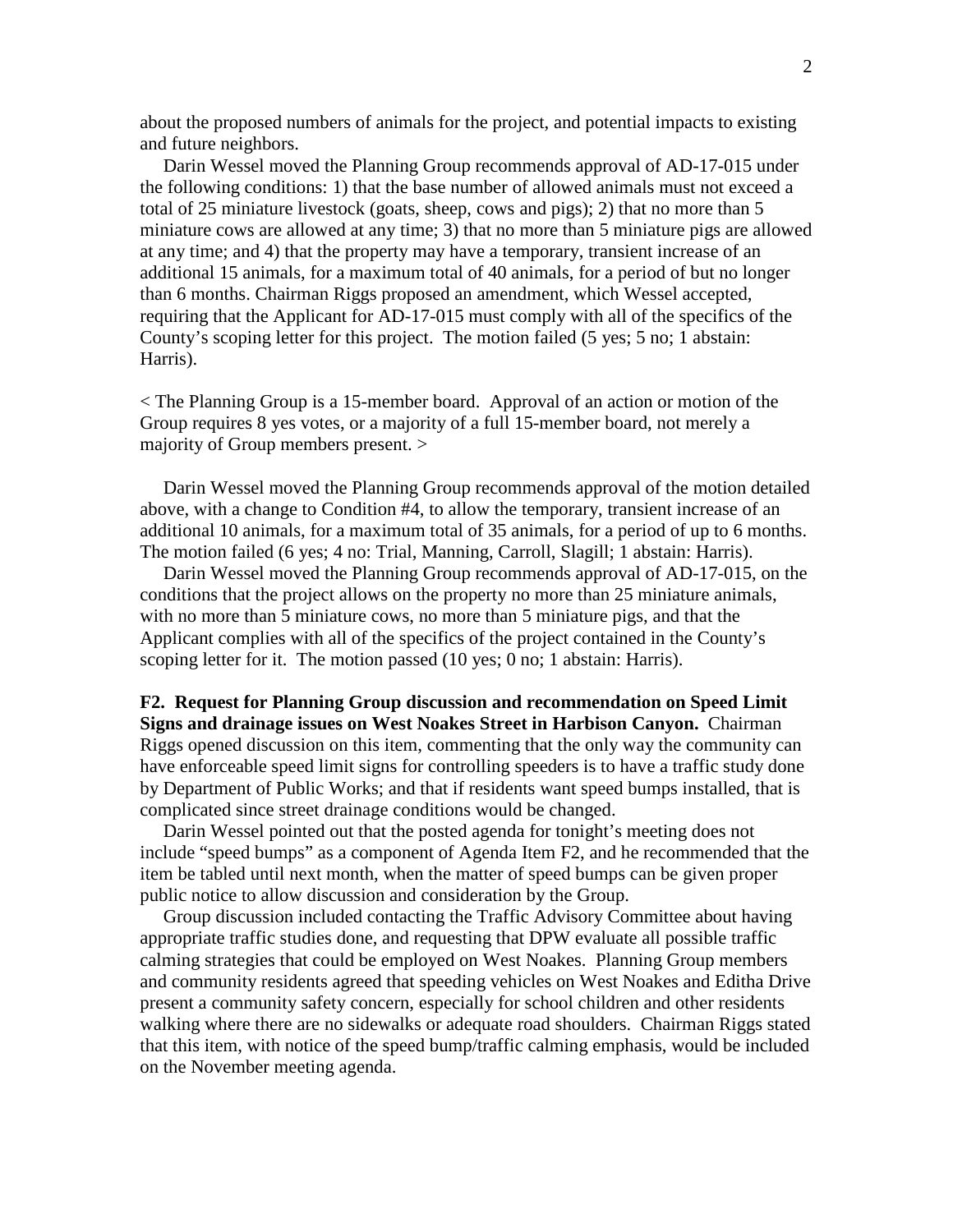about the proposed numbers of animals for the project, and potential impacts to existing and future neighbors.

Darin Wessel moved the Planning Group recommends approval of AD-17-015 under the following conditions: 1) that the base number of allowed animals must not exceed a total of 25 miniature livestock (goats, sheep, cows and pigs); 2) that no more than 5 miniature cows are allowed at any time; 3) that no more than 5 miniature pigs are allowed at any time; and 4) that the property may have a temporary, transient increase of an additional 15 animals, for a maximum total of 40 animals, for a period of but no longer than 6 months. Chairman Riggs proposed an amendment, which Wessel accepted, requiring that the Applicant for AD-17-015 must comply with all of the specifics of the County's scoping letter for this project. The motion failed (5 yes; 5 no; 1 abstain: Harris).

< The Planning Group is a 15-member board. Approval of an action or motion of the Group requires 8 yes votes, or a majority of a full 15-member board, not merely a majority of Group members present. >

Darin Wessel moved the Planning Group recommends approval of the motion detailed above, with a change to Condition #4, to allow the temporary, transient increase of an additional 10 animals, for a maximum total of 35 animals, for a period of up to 6 months. The motion failed (6 yes; 4 no: Trial, Manning, Carroll, Slagill; 1 abstain: Harris).

Darin Wessel moved the Planning Group recommends approval of AD-17-015, on the conditions that the project allows on the property no more than 25 miniature animals, with no more than 5 miniature cows, no more than 5 miniature pigs, and that the Applicant complies with all of the specifics of the project contained in the County's scoping letter for it. The motion passed (10 yes; 0 no; 1 abstain: Harris).

**F2. Request for Planning Group discussion and recommendation on Speed Limit Signs and drainage issues on West Noakes Street in Harbison Canyon.** Chairman Riggs opened discussion on this item, commenting that the only way the community can have enforceable speed limit signs for controlling speeders is to have a traffic study done by Department of Public Works; and that if residents want speed bumps installed, that is complicated since street drainage conditions would be changed.

Darin Wessel pointed out that the posted agenda for tonight's meeting does not include "speed bumps" as a component of Agenda Item F2, and he recommended that the item be tabled until next month, when the matter of speed bumps can be given proper public notice to allow discussion and consideration by the Group.

Group discussion included contacting the Traffic Advisory Committee about having appropriate traffic studies done, and requesting that DPW evaluate all possible traffic calming strategies that could be employed on West Noakes. Planning Group members and community residents agreed that speeding vehicles on West Noakes and Editha Drive present a community safety concern, especially for school children and other residents walking where there are no sidewalks or adequate road shoulders. Chairman Riggs stated that this item, with notice of the speed bump/traffic calming emphasis, would be included on the November meeting agenda.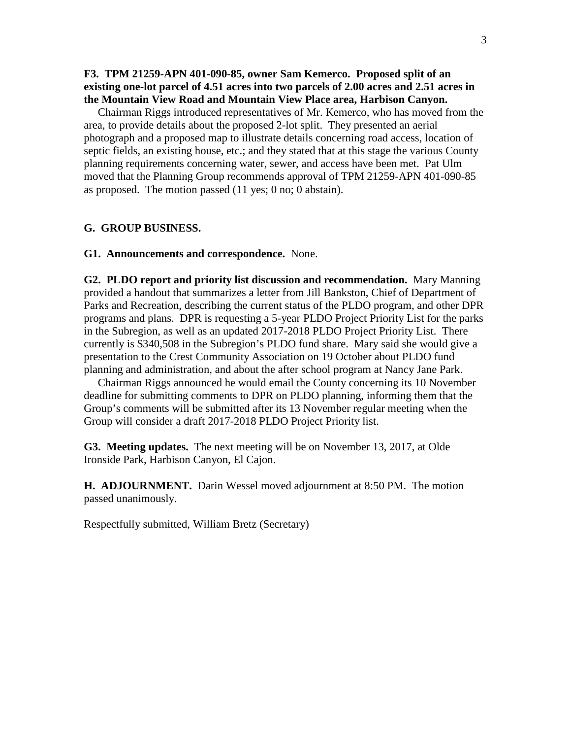**F3. TPM 21259-APN 401-090-85, owner Sam Kemerco. Proposed split of an existing one-lot parcel of 4.51 acres into two parcels of 2.00 acres and 2.51 acres in the Mountain View Road and Mountain View Place area, Harbison Canyon.**

Chairman Riggs introduced representatives of Mr. Kemerco, who has moved from the area, to provide details about the proposed 2-lot split. They presented an aerial photograph and a proposed map to illustrate details concerning road access, location of septic fields, an existing house, etc.; and they stated that at this stage the various County planning requirements concerning water, sewer, and access have been met. Pat Ulm moved that the Planning Group recommends approval of TPM 21259-APN 401-090-85 as proposed. The motion passed (11 yes; 0 no; 0 abstain).

**G. GROUP BUSINESS.**

**G1. Announcements and correspondence.** None.

**G2. PLDO report and priority list discussion and recommendation.** Mary Manning provided a handout that summarizes a letter from Jill Bankston, Chief of Department of Parks and Recreation, describing the current status of the PLDO program, and other DPR programs and plans. DPR is requesting a 5-year PLDO Project Priority List for the parks in the Subregion, as well as an updated 2017-2018 PLDO Project Priority List. There currently is $340,508 in the Subregion's PLDO fund share. Mary said she would give a presentation to the Crest Community Association on 19 October about PLDO fund planning and administration, and about the after school program at Nancy Jane Park.

Chairman Riggs announced he would email the County concerning its 10 November deadline for submitting comments to DPR on PLDO planning, informing them that the Group's comments will be submitted after its 13 November regular meeting when the Group will consider a draft 2017-2018 PLDO Project Priority list.

**G3. Meeting updates.** The next meeting will be on November 13, 2017, at Olde Ironside Park, Harbison Canyon, El Cajon.

**H. ADJOURNMENT.** Darin Wessel moved adjournment at 8:50 PM. The motion passed unanimously.

Respectfully submitted, William Bretz (Secretary)